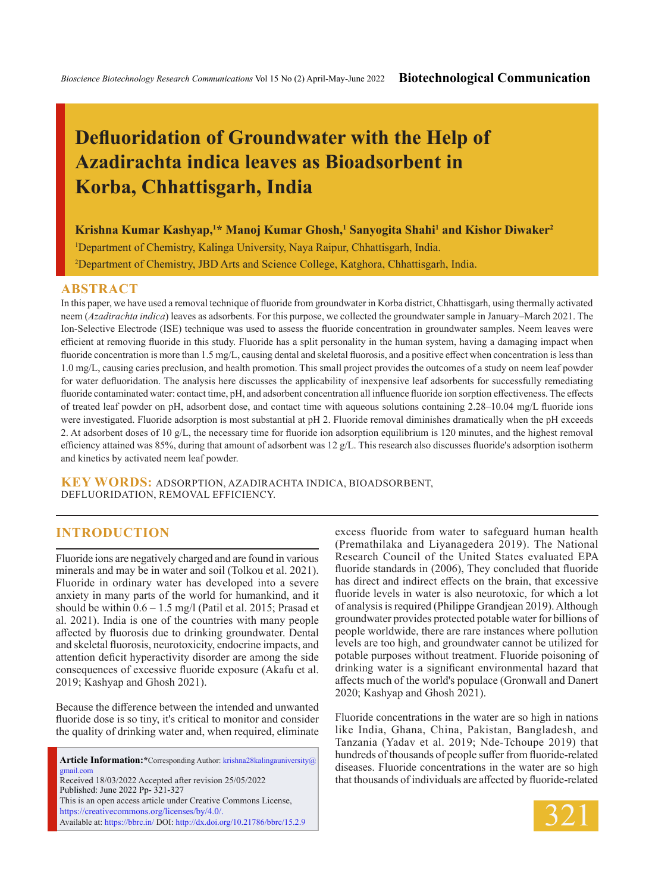# Defluoridation of Groundwater with the Help of Azadirachta indica leaves as Bioadsorbent in Korba, Chhattisgarh, India

**Krishna Kumar Kashyap,[1]* Manoj Kumar Ghosh,[1] Sanyogita Shahi[1] and Kishor Diwaker[2]**

[1]Department of Chemistry, Kalinga University, Naya Raipur, Chhattisgarh, India.

[2]Department of Chemistry, JBD Arts and Science College, Katghora, Chhattisgarh, India.

## ABSTRACT

In this paper, we have used a removal technique of fluoride from groundwater in Korba district, Chhattisgarh, using thermally activated neem (*Azadirachta indica*) leaves as adsorbents. For this purpose, we collected the groundwater sample in January–March 2021. The Ion-Selective Electrode (ISE) technique was used to assess the fluoride concentration in groundwater samples. Neem leaves were efficient at removing fluoride in this study. Fluoride has a split personality in the human system, having a damaging impact when fluoride concentration is more than 1.5 mg/L, causing dental and skeletal fluorosis, and a positive effect when concentration is less than 1.0 mg/L, causing caries preclusion, and health promotion. This small project provides the outcomes of a study on neem leaf powder for water defluoridation. The analysis here discusses the applicability of inexpensive leaf adsorbents for successfully remediating fluoride contaminated water: contact time, pH, and adsorbent concentration all influence fluoride ion sorption effectiveness. The effects of treated leaf powder on pH, adsorbent dose, and contact time with aqueous solutions containing 2.28–10.04 mg/L fluoride ions were investigated. Fluoride adsorption is most substantial at pH 2. Fluoride removal diminishes dramatically when the pH exceeds 2. At adsorbent doses of 10 g/L, the necessary time for fluoride ion adsorption equilibrium is 120 minutes, and the highest removal efficiency attained was 85%, during that amount of adsorbent was 12 g/L. This research also discusses fluoride's adsorption isotherm and kinetics by activated neem leaf powder.

**KEY WORDS:** ADSORPTION, AZADIRACHTA INDICA, BIOADSORBENT, DEFLUORIDATION, REMOVAL EFFICIENCY.

## INTRODUCTION

Fluoride ions are negatively charged and are found in various minerals and may be in water and soil (Tolkou et al. 2021). Fluoride in ordinary water has developed into a severe anxiety in many parts of the world for humankind, and it should be within 0.6 – 1.5 mg/l (Patil et al. 2015; Prasad et al. 2021). India is one of the countries with many people affected by fluorosis due to drinking groundwater. Dental and skeletal fluorosis, neurotoxicity, endocrine impacts, and attention deficit hyperactivity disorder are among the side consequences of excessive fluoride exposure (Akafu et al. 2019; Kashyap and Ghosh 2021).

Because the difference between the intended and unwanted fluoride dose is so tiny, it's critical to monitor and consider the quality of drinking water and, when required, eliminate excess fluoride from water to safeguard human health (Premathilaka and Liyanagedera 2019). The National Research Council of the United States evaluated EPA fluoride standards in (2006), They concluded that fluoride has direct and indirect effects on the brain, that excessive fluoride levels in water is also neurotoxic, for which a lot of analysis is required (Philippe Grandjean 2019). Although groundwater provides protected potable water for billions of people worldwide, there are rare instances where pollution levels are too high, and groundwater cannot be utilized for potable purposes without treatment. Fluoride poisoning of drinking water is a significant environmental hazard that affects much of the world's populace (Gronwall and Danert 2020; Kashyap and Ghosh 2021).

Fluoride concentrations in the water are so high in nations like India, Ghana, China, Pakistan, Bangladesh, and Tanzania (Yadav et al. 2019; Nde-Tchoupe 2019) that hundreds of thousands of people suffer from fluoride-related diseases. Fluoride concentrations in the water are so high that thousands of individuals are affected by fluoride-related

**Article Information:***Corresponding Author: krishna28kalingauniversity@gmail.com
Received 18/03/2022 Accepted after revision 25/05/2022
Published: June 2022 Pp- 321-327
This is an open access article under Creative Commons License, https://creativecommons.org/licenses/by/4.0/.
Available at: https://bbrc.in/ DOI: http://dx.doi.org/10.21786/bbrc/15.2.9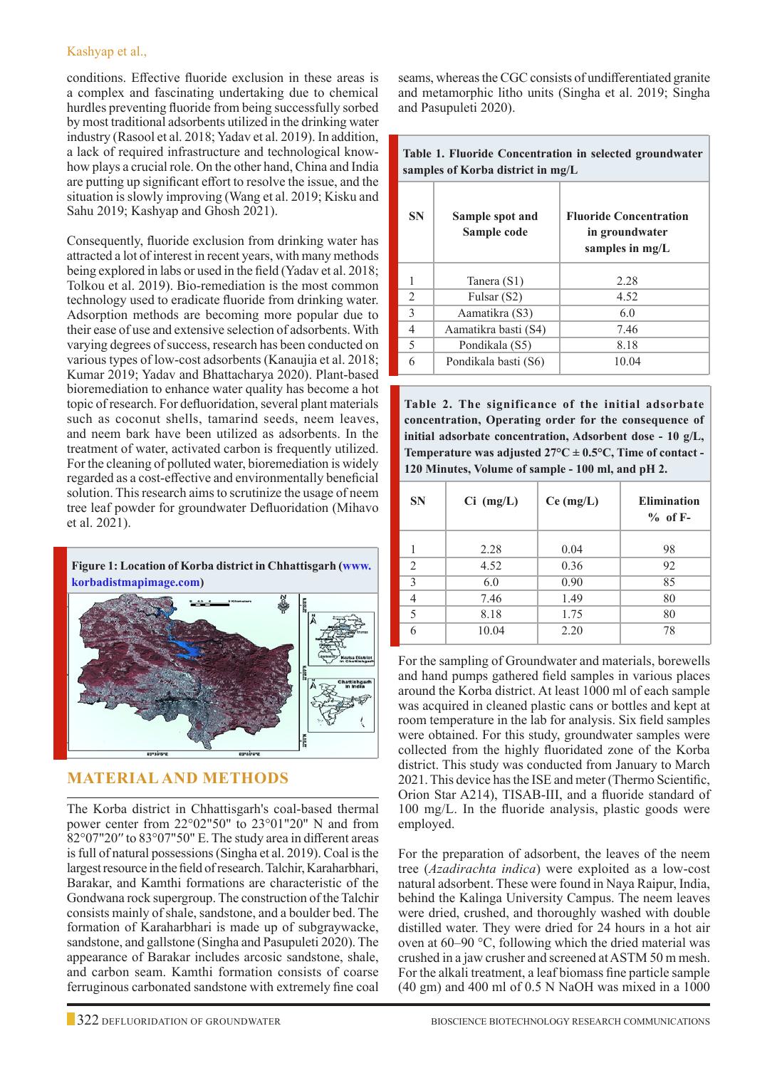conditions. Effective fluoride exclusion in these areas is a complex and fascinating undertaking due to chemical hurdles preventing fluoride from being successfully sorbed by most traditional adsorbents utilized in the drinking water industry (Rasool et al. 2018; Yadav et al. 2019). In addition, a lack of required infrastructure and technological know-how plays a crucial role. On the other hand, China and India are putting up significant effort to resolve the issue, and the situation is slowly improving (Wang et al. 2019; Kisku and Sahu 2019; Kashyap and Ghosh 2021).

Consequently, fluoride exclusion from drinking water has attracted a lot of interest in recent years, with many methods being explored in labs or used in the field (Yadav et al. 2018; Tolkou et al. 2019). Bio-remediation is the most common technology used to eradicate fluoride from drinking water. Adsorption methods are becoming more popular due to their ease of use and extensive selection of adsorbents. With varying degrees of success, research has been conducted on various types of low-cost adsorbents (Kanaujia et al. 2018; Kumar 2019; Yadav and Bhattacharya 2020). Plant-based bioremediation to enhance water quality has become a hot topic of research. For defluoridation, several plant materials such as coconut shells, tamarind seeds, neem leaves, and neem bark have been utilized as adsorbents. In the treatment of water, activated carbon is frequently utilized. For the cleaning of polluted water, bioremediation is widely regarded as a cost-effective and environmentally beneficial solution. This research aims to scrutinize the usage of neem tree leaf powder for groundwater Defluoridation (Mihavo et al. 2021).

**Figure 1: Location of Korba district in Chhattisgarh (www.korbadistmapimage.com)**

## MATERIAL AND METHODS

The Korba district in Chhattisgarh's coal-based thermal power center from 22°02"50" to 23°01"20" N and from 82°07"20" to 83°07"50" E. The study area in different areas is full of natural possessions (Singha et al. 2019). Coal is the largest resource in the field of research. Talchir, Karaharbhari, Barakar, and Kamthi formations are characteristic of the Gondwana rock supergroup. The construction of the Talchir consists mainly of shale, sandstone, and a boulder bed. The formation of Karaharbhari is made up of subgraywacke, sandstone, and gallstone (Singha and Pasupuleti 2020). The appearance of Barakar includes arcosic sandstone, shale, and carbon seam. Kamthi formation consists of coarse ferruginous carbonated sandstone with extremely fine coal seams, whereas the CGC consists of undifferentiated granite and metamorphic litho units (Singha et al. 2019; Singha and Pasupuleti 2020).

**Table 1. Fluoride Concentration in selected groundwater samples of Korba district in mg/L**

| SN | Sample spot and Sample code | Fluoride Concentration in groundwater samples in mg/L |
|---|---|---|
| 1 | Tanera (S1) | 2.28 |
| 2 | Fulsar (S2) | 4.52 |
| 3 | Aamatikra (S3) | 6.0 |
| 4 | Aamatikra basti (S4) | 7.46 |
| 5 | Pondikala (S5) | 8.18 |
| 6 | Pondikala basti (S6) | 10.04 |

**Table 2. The significance of the initial adsorbate concentration, Operating order for the consequence of initial adsorbate concentration, Adsorbent dose - 10 g/L, Temperature was adjusted 27°C ± 0.5°C, Time of contact - 120 Minutes, Volume of sample - 100 ml, and pH 2.**

| SN | Ci (mg/L) | Ce (mg/L) | Elimination % of F- |
|---|---|---|---|
| 1 | 2.28 | 0.04 | 98 |
| 2 | 4.52 | 0.36 | 92 |
| 3 | 6.0 | 0.90 | 85 |
| 4 | 7.46 | 1.49 | 80 |
| 5 | 8.18 | 1.75 | 80 |
| 6 | 10.04 | 2.20 | 78 |

For the sampling of Groundwater and materials, borewells and hand pumps gathered field samples in various places around the Korba district. At least 1000 ml of each sample was acquired in cleaned plastic cans or bottles and kept at room temperature in the lab for analysis. Six field samples were obtained. For this study, groundwater samples were collected from the highly fluoridated zone of the Korba district. This study was conducted from January to March 2021. This device has the ISE and meter (Thermo Scientific, Orion Star A214), TISAB-III, and a fluoride standard of 100 mg/L. In the fluoride analysis, plastic goods were employed.

For the preparation of adsorbent, the leaves of the neem tree (*Azadirachta indica*) were exploited as a low-cost natural adsorbent. These were found in Naya Raipur, India, behind the Kalinga University Campus. The neem leaves were dried, crushed, and thoroughly washed with double distilled water. They were dried for 24 hours in a hot air oven at 60–90 °C, following which the dried material was crushed in a jaw crusher and screened at ASTM 50 m mesh. For the alkali treatment, a leaf biomass fine particle sample (40 gm) and 400 ml of 0.5 N NaOH was mixed in a 1000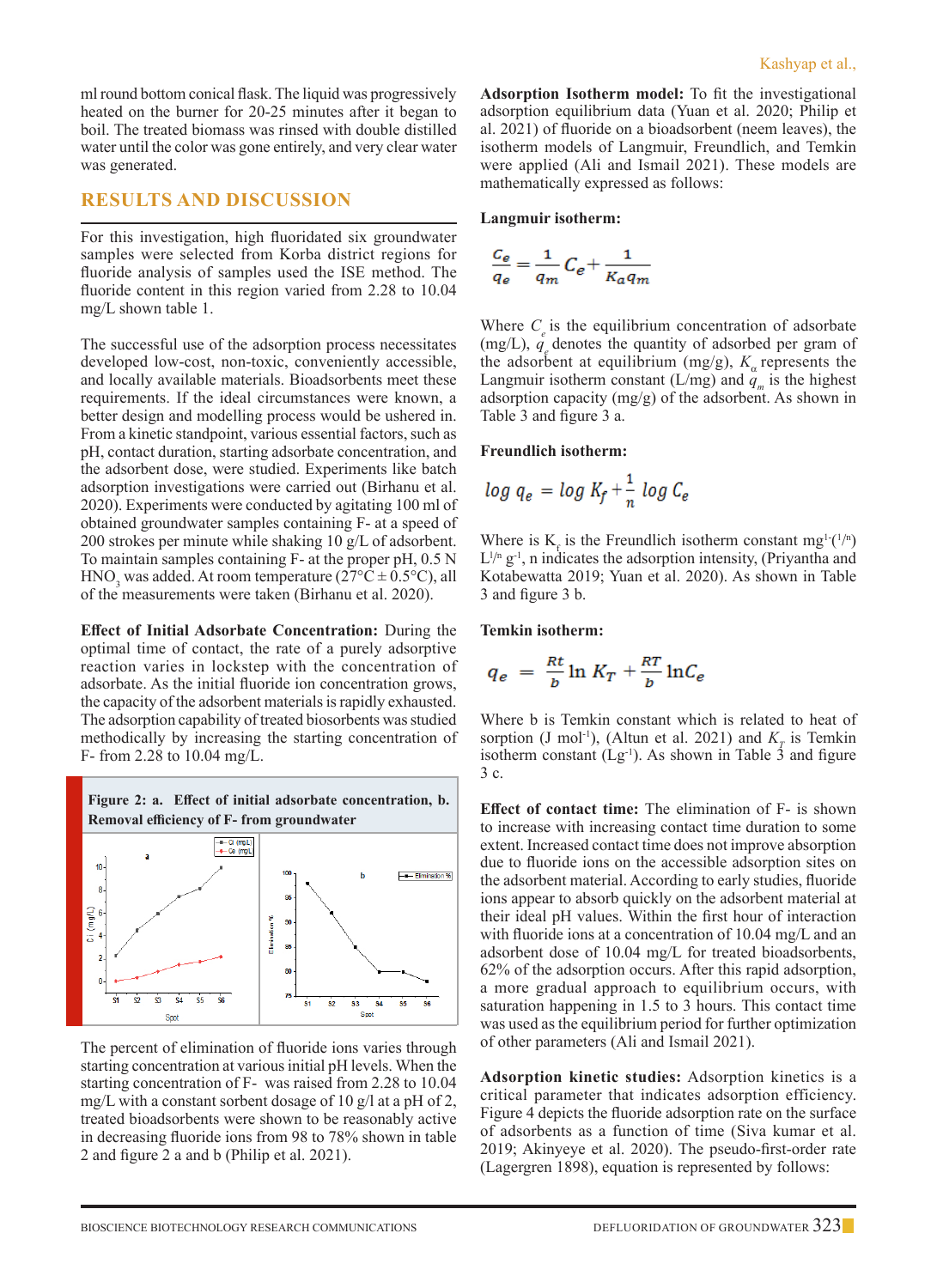ml round bottom conical flask. The liquid was progressively heated on the burner for 20-25 minutes after it began to boil. The treated biomass was rinsed with double distilled water until the color was gone entirely, and very clear water was generated.

## RESULTS AND DISCUSSION

For this investigation, high fluoridated six groundwater samples were selected from Korba district regions for fluoride analysis of samples used the ISE method. The fluoride content in this region varied from 2.28 to 10.04 mg/L shown table 1.

The successful use of the adsorption process necessitates developed low-cost, non-toxic, conveniently accessible, and locally available materials. Bioadsorbents meet these requirements. If the ideal circumstances were known, a better design and modelling process would be ushered in. From a kinetic standpoint, various essential factors, such as pH, contact duration, starting adsorbate concentration, and the adsorbent dose, were studied. Experiments like batch adsorption investigations were carried out (Birhanu et al. 2020). Experiments were conducted by agitating 100 ml of obtained groundwater samples containing F- at a speed of 200 strokes per minute while shaking 10 g/L of adsorbent. To maintain samples containing F- at the proper pH, 0.5 N $HNO_3$ was added. At room temperature (27°C ± 0.5°C), all of the measurements were taken (Birhanu et al. 2020).

**Effect of Initial Adsorbate Concentration:** During the optimal time of contact, the rate of a purely adsorptive reaction varies in lockstep with the concentration of adsorbate. As the initial fluoride ion concentration grows, the capacity of the adsorbent materials is rapidly exhausted. The adsorption capability of treated biosorbents was studied methodically by increasing the starting concentration of F- from 2.28 to 10.04 mg/L.

**Figure 2: a. Effect of initial adsorbate concentration, b. Removal efficiency of F- from groundwater**

The percent of elimination of fluoride ions varies through starting concentration at various initial pH levels. When the starting concentration of F- was raised from 2.28 to 10.04 mg/L with a constant sorbent dosage of 10 g/l at a pH of 2, treated bioadsorbents were shown to be reasonably active in decreasing fluoride ions from 98 to 78% shown in table 2 and figure 2 a and b (Philip et al. 2021).

**Adsorption Isotherm model:** To fit the investigational adsorption equilibrium data (Yuan et al. 2020; Philip et al. 2021) of fluoride on a bioadsorbent (neem leaves), the isotherm models of Langmuir, Freundlich, and Temkin were applied (Ali and Ismail 2021). These models are mathematically expressed as follows:

**Langmuir isotherm:**

$$\frac{C_e}{q_e} = \frac{1}{q_m} C_e + \frac{1}{K_a q_m}$$

Where $C_e$ is the equilibrium concentration of adsorbate (mg/L), $q_e$ denotes the quantity of adsorbed per gram of the adsorbent at equilibrium (mg/g), $K_\alpha$ represents the Langmuir isotherm constant (L/mg) and $q_m$ is the highest adsorption capacity (mg/g) of the adsorbent. As shown in Table 3 and figure 3 a.

**Freundlich isotherm:**

$$\log q_e = \log K_f + \frac{1}{n} \log C_e$$

Where is $K_f$ is the Freundlich isotherm constant $mg^{1-(1/n)}$ $L^{1/n}$ $g^{-1}$, n indicates the adsorption intensity, (Priyantha and Kotabewatta 2019; Yuan et al. 2020). As shown in Table 3 and figure 3 b.

**Temkin isotherm:**

$$q_e = \frac{Rt}{b} \ln K_T + \frac{RT}{b} \ln C_e$$

Where b is Temkin constant which is related to heat of sorption (J $mol^{-1}$), (Altun et al. 2021) and $K_T$ is Temkin isotherm constant ($Lg^{-1}$). As shown in Table 3 and figure 3 c.

**Effect of contact time:** The elimination of F- is shown to increase with increasing contact time duration to some extent. Increased contact time does not improve absorption due to fluoride ions on the accessible adsorption sites on the adsorbent material. According to early studies, fluoride ions appear to absorb quickly on the adsorbent material at their ideal pH values. Within the first hour of interaction with fluoride ions at a concentration of 10.04 mg/L and an adsorbent dose of 10.04 mg/L for treated bioadsorbents, 62% of the adsorption occurs. After this rapid adsorption, a more gradual approach to equilibrium occurs, with saturation happening in 1.5 to 3 hours. This contact time was used as the equilibrium period for further optimization of other parameters (Ali and Ismail 2021).

**Adsorption kinetic studies:** Adsorption kinetics is a critical parameter that indicates adsorption efficiency. Figure 4 depicts the fluoride adsorption rate on the surface of adsorbents as a function of time (Siva kumar et al. 2019; Akinyeye et al. 2020). The pseudo-first-order rate (Lagergren 1898), equation is represented by follows: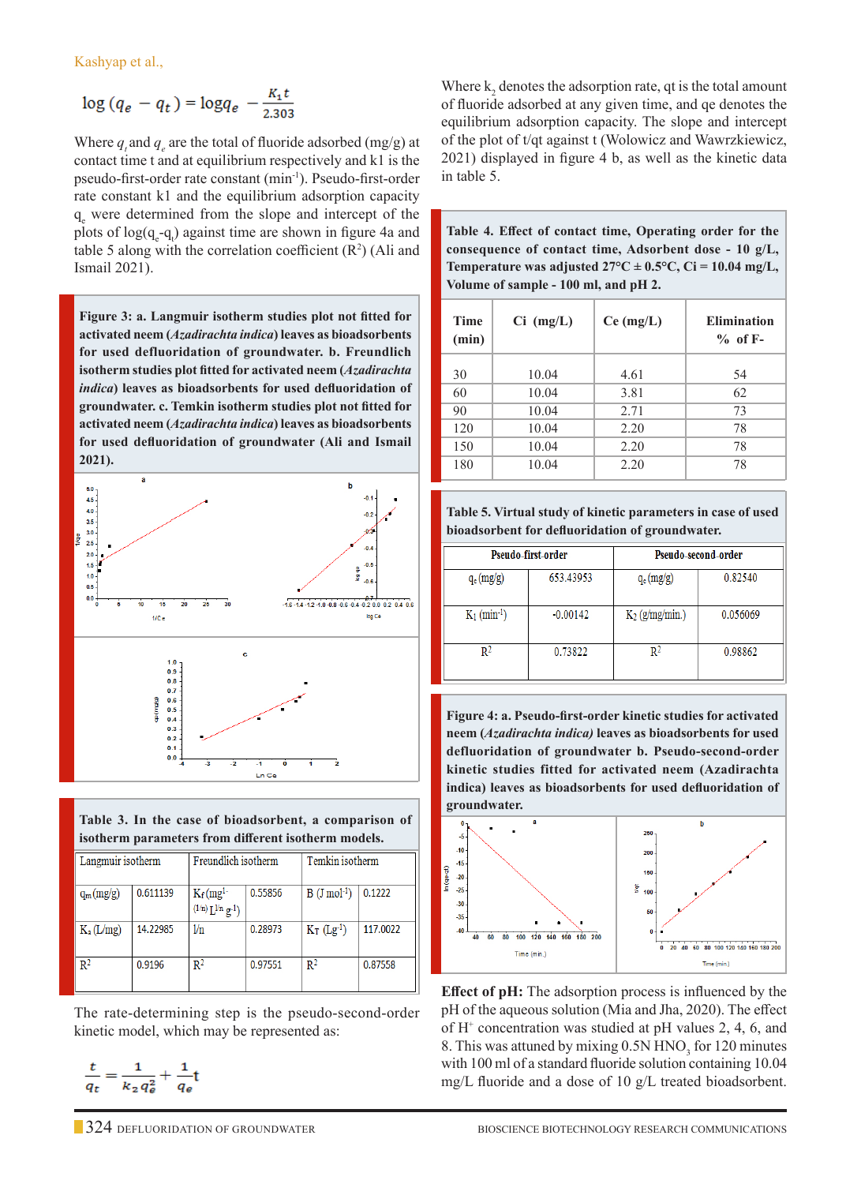$$\log(q_e - q_t) = \log q_e - \frac{K_1 t}{2.303}$$

Where $q_t$ and $q_e$ are the total of fluoride adsorbed (mg/g) at contact time t and at equilibrium respectively and k1 is the pseudo-first-order rate constant (min$^{-1}$). Pseudo-first-order rate constant k1 and the equilibrium adsorption capacity $q_e$ were determined from the slope and intercept of the plots of $\log(q_e - q_t)$ against time are shown in figure 4a and table 5 along with the correlation coefficient ($R^2$) (Ali and Ismail 2021).

**Figure 3: a. Langmuir isotherm studies plot not fitted for activated neem (*Azadirachta indica*) leaves as bioadsorbents for used defluoridation of groundwater. b. Freundlich isotherm studies plot fitted for activated neem (*Azadirachta indica*) leaves as bioadsorbents for used defluoridation of groundwater. c. Temkin isotherm studies plot not fitted for activated neem (*Azadirachta indica*) leaves as bioadsorbents for used defluoridation of groundwater (Ali and Ismail 2021).**

**Table 3. In the case of bioadsorbent, a comparison of isotherm parameters from different isotherm models.**

| Langmuir isotherm | | Freundlich isotherm | | Temkin isotherm | |
|---|---|---|---|---|---|
| $q_m$ (mg/g) | 0.611139 | $K_f$ (mg$^{1-(1/n)}$ L$^{1/n}$ g$^{-1}$) | 0.55856 | B (J mol$^{-1}$) | 0.1222 |
| $K_L$ (L/mg) | 14.22985 | 1/n | 0.28973 | $K_T$ (Lg$^{-1}$) | 117.0022 |
| $R^2$ | 0.9196 | $R^2$ | 0.97551 | $R^2$ | 0.87558 |

The rate-determining step is the pseudo-second-order kinetic model, which may be represented as:

$$\frac{t}{q_t} = \frac{1}{k_2 q_e^2} + \frac{1}{q_e} t$$

Where $k_2$ denotes the adsorption rate, qt is the total amount of fluoride adsorbed at any given time, and qe denotes the equilibrium adsorption capacity. The slope and intercept of the plot of t/qt against t (Wolowicz and Wawrzkiewicz, 2021) displayed in figure 4 b, as well as the kinetic data in table 5.

**Table 4. Effect of contact time, Operating order for the consequence of contact time, Adsorbent dose - 10 g/L, Temperature was adjusted 27°C ± 0.5°C, Ci = 10.04 mg/L, Volume of sample - 100 ml, and pH 2.**

| Time (min) | Ci (mg/L) | Ce (mg/L) | Elimination % of F- |
|---|---|---|---|
| 30 | 10.04 | 4.61 | 54 |
| 60 | 10.04 | 3.81 | 62 |
| 90 | 10.04 | 2.71 | 73 |
| 120 | 10.04 | 2.20 | 78 |
| 150 | 10.04 | 2.20 | 78 |
| 180 | 10.04 | 2.20 | 78 |

**Table 5. Virtual study of kinetic parameters in case of used bioadsorbent for defluoridation of groundwater.**

| Pseudo-first-order | | Pseudo-second-order | |
|---|---|---|---|
| $q_e$ (mg/g) | 653.43953 | $q_e$ (mg/g) | 0.82540 |
| $K_1$ (min$^{-1}$) | -0.00142 | $K_2$ (g/mg/min.) | 0.056069 |
| $R^2$ | 0.73822 | $R^2$ | 0.98862 |

**Figure 4: a. Pseudo-first-order kinetic studies for activated neem (*Azadirachta indica*) leaves as bioadsorbents for used defluoridation of groundwater b. Pseudo-second-order kinetic studies fitted for activated neem (Azadirachta indica) leaves as bioadsorbents for used defluoridation of groundwater.**

**Effect of pH:** The adsorption process is influenced by the pH of the aqueous solution (Mia and Jha, 2020). The effect of $H^+$ concentration was studied at pH values 2, 4, 6, and 8. This was attuned by mixing 0.5N $HNO_3$ for 120 minutes with 100 ml of a standard fluoride solution containing 10.04 mg/L fluoride and a dose of 10 g/L treated bioadsorbent.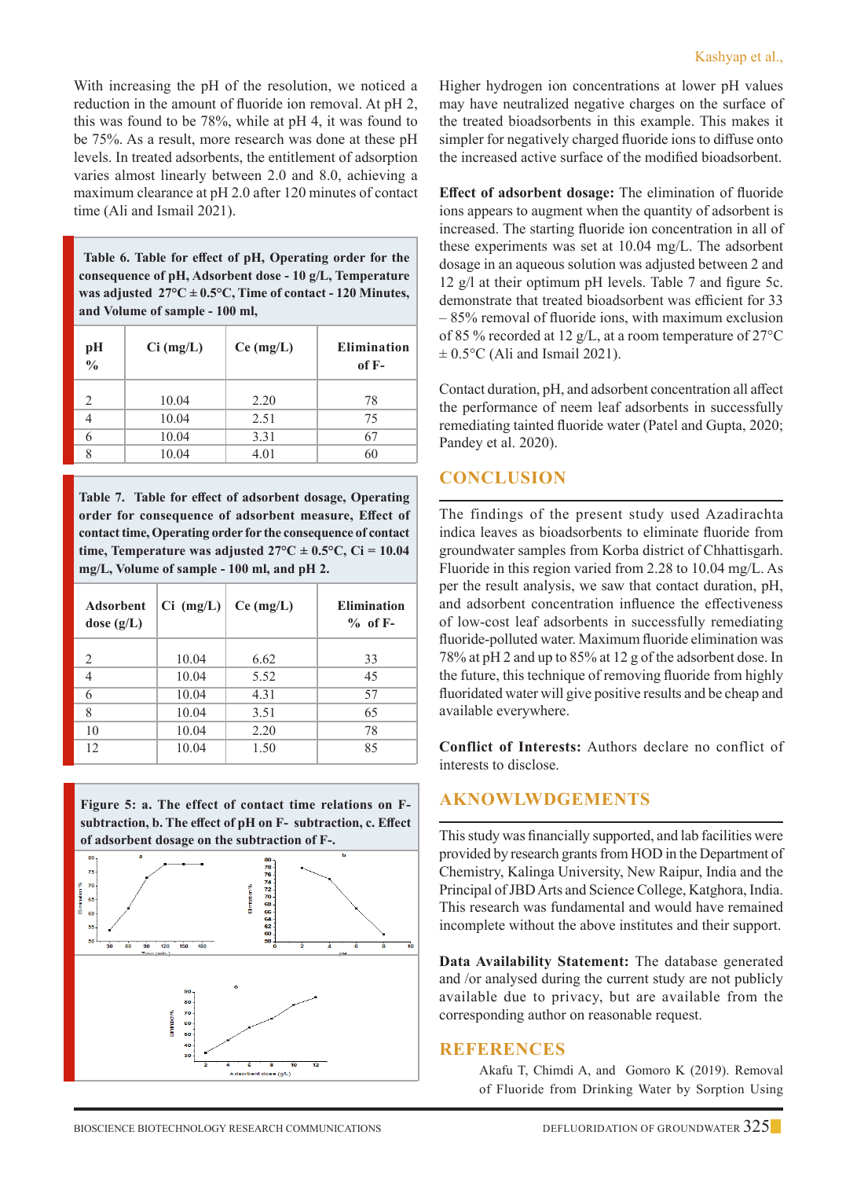With increasing the pH of the resolution, we noticed a reduction in the amount of fluoride ion removal. At pH 2, this was found to be 78%, while at pH 4, it was found to be 75%. As a result, more research was done at these pH levels. In treated adsorbents, the entitlement of adsorption varies almost linearly between 2.0 and 8.0, achieving a maximum clearance at pH 2.0 after 120 minutes of contact time (Ali and Ismail 2021).

**Table 6. Table for effect of pH, Operating order for the consequence of pH, Adsorbent dose - 10 g/L, Temperature was adjusted 27°C ± 0.5°C, Time of contact - 120 Minutes, and Volume of sample - 100 ml,**

| pH % | Ci (mg/L) | Ce (mg/L) | Elimination of F- |
|---|---|---|---|
| 2 | 10.04 | 2.20 | 78 |
| 4 | 10.04 | 2.51 | 75 |
| 6 | 10.04 | 3.31 | 67 |
| 8 | 10.04 | 4.01 | 60 |

**Table 7. Table for effect of adsorbent dosage, Operating order for consequence of adsorbent measure, Effect of contact time, Operating order for the consequence of contact time, Temperature was adjusted 27°C ± 0.5°C, Ci = 10.04 mg/L, Volume of sample - 100 ml, and pH 2.**

| Adsorbent dose (g/L) | Ci (mg/L) | Ce (mg/L) | Elimination % of F- |
|---|---|---|---|
| 2 | 10.04 | 6.62 | 33 |
| 4 | 10.04 | 5.52 | 45 |
| 6 | 10.04 | 4.31 | 57 |
| 8 | 10.04 | 3.51 | 65 |
| 10 | 10.04 | 2.20 | 78 |
| 12 | 10.04 | 1.50 | 85 |

**Figure 5: a. The effect of contact time relations on F- subtraction, b. The effect of pH on F- subtraction, c. Effect of adsorbent dosage on the subtraction of F-.**

Higher hydrogen ion concentrations at lower pH values may have neutralized negative charges on the surface of the treated bioadsorbents in this example. This makes it simpler for negatively charged fluoride ions to diffuse onto the increased active surface of the modified bioadsorbent.

**Effect of adsorbent dosage:** The elimination of fluoride ions appears to augment when the quantity of adsorbent is increased. The starting fluoride ion concentration in all of these experiments was set at 10.04 mg/L. The adsorbent dosage in an aqueous solution was adjusted between 2 and 12 g/l at their optimum pH levels. Table 7 and figure 5c. demonstrate that treated bioadsorbent was efficient for 33 – 85% removal of fluoride ions, with maximum exclusion of 85 % recorded at 12 g/L, at a room temperature of 27°C ± 0.5°C (Ali and Ismail 2021).

Contact duration, pH, and adsorbent concentration all affect the performance of neem leaf adsorbents in successfully remediating tainted fluoride water (Patel and Gupta, 2020; Pandey et al. 2020).

## CONCLUSION

The findings of the present study used Azadirachta indica leaves as bioadsorbents to eliminate fluoride from groundwater samples from Korba district of Chhattisgarh. Fluoride in this region varied from 2.28 to 10.04 mg/L. As per the result analysis, we saw that contact duration, pH, and adsorbent concentration influence the effectiveness of low-cost leaf adsorbents in successfully remediating fluoride-polluted water. Maximum fluoride elimination was 78% at pH 2 and up to 85% at 12 g of the adsorbent dose. In the future, this technique of removing fluoride from highly fluoridated water will give positive results and be cheap and available everywhere.

**Conflict of Interests:** Authors declare no conflict of interests to disclose.

## AKNOWLWDGEMENTS

This study was financially supported, and lab facilities were provided by research grants from HOD in the Department of Chemistry, Kalinga University, New Raipur, India and the Principal of JBD Arts and Science College, Katghora, India. This research was fundamental and would have remained incomplete without the above institutes and their support.

**Data Availability Statement:** The database generated and /or analysed during the current study are not publicly available due to privacy, but are available from the corresponding author on reasonable request.

## REFERENCES

Akafu T, Chimdi A, and Gomoro K (2019). Removal of Fluoride from Drinking Water by Sorption Using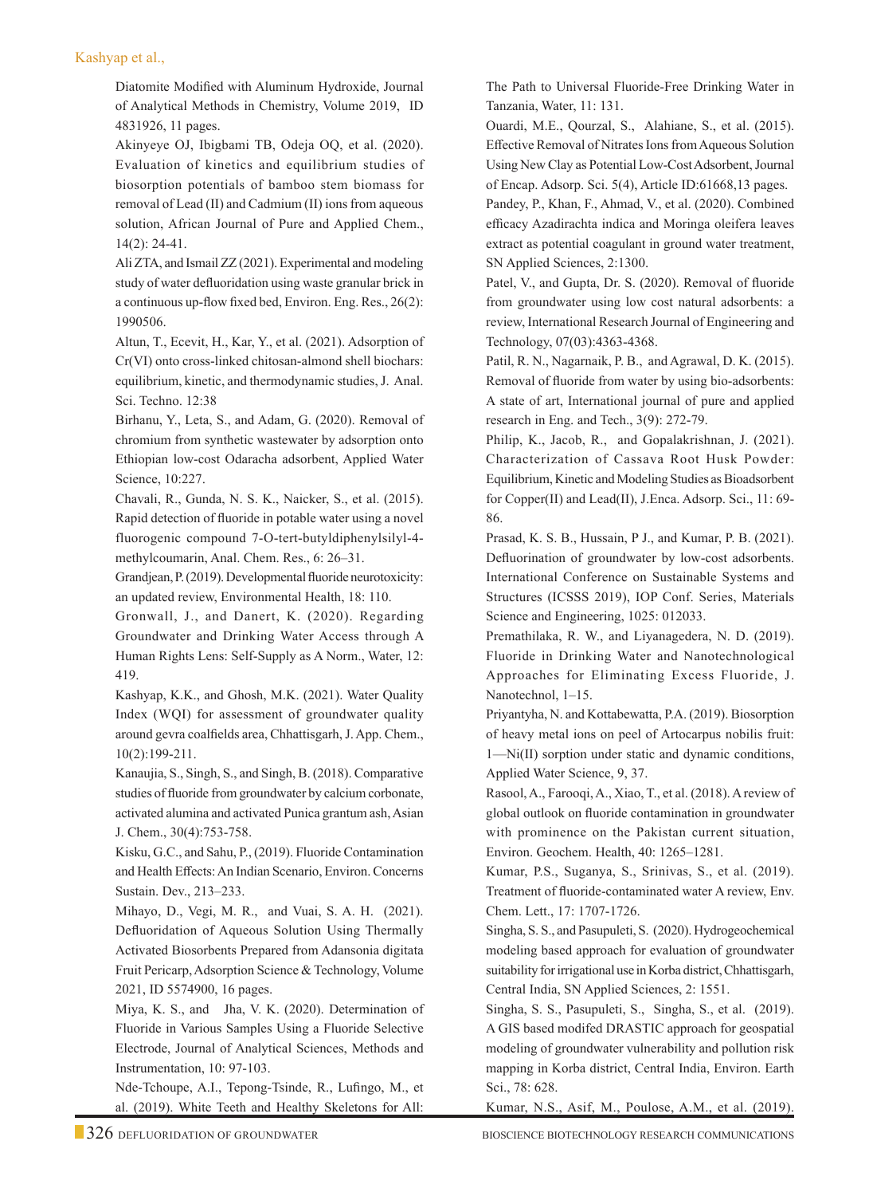Diatomite Modified with Aluminum Hydroxide, Journal of Analytical Methods in Chemistry, Volume 2019, ID 4831926, 11 pages.

Akinyeye OJ, Ibigbami TB, Odeja OQ, et al. (2020). Evaluation of kinetics and equilibrium studies of biosorption potentials of bamboo stem biomass for removal of Lead (II) and Cadmium (II) ions from aqueous solution, African Journal of Pure and Applied Chem., 14(2): 24-41.

Ali ZTA, and Ismail ZZ (2021). Experimental and modeling study of water defluoridation using waste granular brick in a continuous up-flow fixed bed, Environ. Eng. Res., 26(2): 1990506.

Altun, T., Ecevit, H., Kar, Y., et al. (2021). Adsorption of Cr(VI) onto cross-linked chitosan-almond shell biochars: equilibrium, kinetic, and thermodynamic studies, J. Anal. Sci. Techno. 12:38

Birhanu, Y., Leta, S., and Adam, G. (2020). Removal of chromium from synthetic wastewater by adsorption onto Ethiopian low-cost Odaracha adsorbent, Applied Water Science, 10:227.

Chavali, R., Gunda, N. S. K., Naicker, S., et al. (2015). Rapid detection of fluoride in potable water using a novel fluorogenic compound 7-O-tert-butyldiphenylsilyl-4-methylcoumarin, Anal. Chem. Res., 6: 26–31.

Grandjean, P. (2019). Developmental fluoride neurotoxicity: an updated review, Environmental Health, 18: 110.

Gronwall, J., and Danert, K. (2020). Regarding Groundwater and Drinking Water Access through A Human Rights Lens: Self-Supply as A Norm., Water, 12: 419.

Kashyap, K.K., and Ghosh, M.K. (2021). Water Quality Index (WQI) for assessment of groundwater quality around gevra coalfields area, Chhattisgarh, J. App. Chem., 10(2):199-211.

Kanaujia, S., Singh, S., and Singh, B. (2018). Comparative studies of fluoride from groundwater by calcium carbonate, activated alumina and activated Punica grantum ash, Asian J. Chem., 30(4):753-758.

Kisku, G.C., and Sahu, P., (2019). Fluoride Contamination and Health Effects: An Indian Scenario, Environ. Concerns Sustain. Dev., 213–233.

Mihayo, D., Vegi, M. R., and Vuai, S. A. H. (2021). Defluoridation of Aqueous Solution Using Thermally Activated Biosorbents Prepared from Adansonia digitata Fruit Pericarp, Adsorption Science & Technology, Volume 2021, ID 5574900, 16 pages.

Miya, K. S., and Jha, V. K. (2020). Determination of Fluoride in Various Samples Using a Fluoride Selective Electrode, Journal of Analytical Sciences, Methods and Instrumentation, 10: 97-103.

Nde-Tchoupe, A.I., Tepong-Tsinde, R., Lufingo, M., et al. (2019). White Teeth and Healthy Skeletons for All: The Path to Universal Fluoride-Free Drinking Water in Tanzania, Water, 11: 131.

Ouardi, M.E., Qourzal, S., Alahiane, S., et al. (2015). Effective Removal of Nitrates Ions from Aqueous Solution Using New Clay as Potential Low-Cost Adsorbent, Journal of Encap. Adsorp. Sci. 5(4), Article ID:61668,13 pages.

Pandey, P., Khan, F., Ahmad, V., et al. (2020). Combined efficacy Azadirachta indica and Moringa oleifera leaves extract as potential coagulant in ground water treatment, SN Applied Sciences, 2:1300.

Patel, V., and Gupta, Dr. S. (2020). Removal of fluoride from groundwater using low cost natural adsorbents: a review, International Research Journal of Engineering and Technology, 07(03):4363-4368.

Patil, R. N., Nagarnaik, P. B., and Agrawal, D. K. (2015). Removal of fluoride from water by using bio-adsorbents: A state of art, International journal of pure and applied research in Eng. and Tech., 3(9): 272-79.

Philip, K., Jacob, R., and Gopalakrishnan, J. (2021). Characterization of Cassava Root Husk Powder: Equilibrium, Kinetic and Modeling Studies as Bioadsorbent for Copper(II) and Lead(II), J.Enca. Adsorp. Sci., 11: 69-86.

Prasad, K. S. B., Hussain, P J., and Kumar, P. B. (2021). Defluorination of groundwater by low-cost adsorbents. International Conference on Sustainable Systems and Structures (ICSSS 2019), IOP Conf. Series, Materials Science and Engineering, 1025: 012033.

Premathilaka, R. W., and Liyanagedera, N. D. (2019). Fluoride in Drinking Water and Nanotechnological Approaches for Eliminating Excess Fluoride, J. Nanotechnol, 1–15.

Priyantyha, N. and Kottabewatta, P.A. (2019). Biosorption of heavy metal ions on peel of Artocarpus nobilis fruit: 1—Ni(II) sorption under static and dynamic conditions, Applied Water Science, 9, 37.

Rasool, A., Farooqi, A., Xiao, T., et al. (2018). A review of global outlook on fluoride contamination in groundwater with prominence on the Pakistan current situation, Environ. Geochem. Health, 40: 1265–1281.

Kumar, P.S., Suganya, S., Srinivas, S., et al. (2019). Treatment of fluoride-contaminated water A review, Env. Chem. Lett., 17: 1707-1726.

Singha, S. S., and Pasupuleti, S. (2020). Hydrogeochemical modeling based approach for evaluation of groundwater suitability for irrigational use in Korba district, Chhattisgarh, Central India, SN Applied Sciences, 2: 1551.

Singha, S. S., Pasupuleti, S., Singha, S., et al. (2019). A GIS based modifed DRASTIC approach for geospatial modeling of groundwater vulnerability and pollution risk mapping in Korba district, Central India, Environ. Earth Sci., 78: 628.

Kumar, N.S., Asif, M., Poulose, A.M., et al. (2019).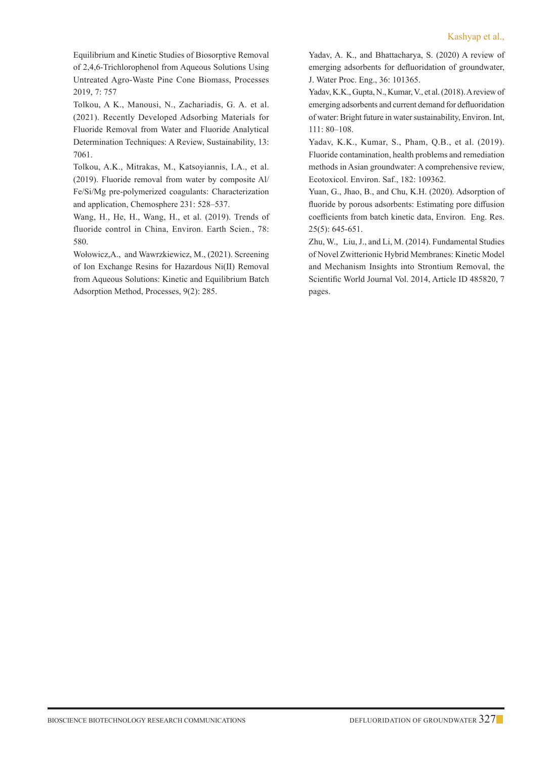Equilibrium and Kinetic Studies of Biosorptive Removal of 2,4,6-Trichlorophenol from Aqueous Solutions Using Untreated Agro-Waste Pine Cone Biomass, Processes 2019, 7: 757

Tolkou, A K., Manousi, N., Zachariadis, G. A. et al. (2021). Recently Developed Adsorbing Materials for Fluoride Removal from Water and Fluoride Analytical Determination Techniques: A Review, Sustainability, 13: 7061.

Tolkou, A.K., Mitrakas, M., Katsoyiannis, I.A., et al. (2019). Fluoride removal from water by composite Al/Fe/Si/Mg pre-polymerized coagulants: Characterization and application, Chemosphere 231: 528–537.

Wang, H., He, H., Wang, H., et al. (2019). Trends of fluoride control in China, Environ. Earth Scien., 78: 580.

Wołowicz,A., and Wawrzkiewicz, M., (2021). Screening of Ion Exchange Resins for Hazardous Ni(II) Removal from Aqueous Solutions: Kinetic and Equilibrium Batch Adsorption Method, Processes, 9(2): 285.

Yadav, A. K., and Bhattacharya, S. (2020) A review of emerging adsorbents for defluoridation of groundwater, J. Water Proc. Eng., 36: 101365.

Yadav, K.K., Gupta, N., Kumar, V., et al. (2018). A review of emerging adsorbents and current demand for defluoridation of water: Bright future in water sustainability, Environ. Int, 111: 80–108.

Yadav, K.K., Kumar, S., Pham, Q.B., et al. (2019). Fluoride contamination, health problems and remediation methods in Asian groundwater: A comprehensive review, Ecotoxicol. Environ. Saf., 182: 109362.

Yuan, G., Jhao, B., and Chu, K.H. (2020). Adsorption of fluoride by porous adsorbents: Estimating pore diffusion coefficients from batch kinetic data, Environ. Eng. Res. 25(5): 645-651.

Zhu, W., Liu, J., and Li, M. (2014). Fundamental Studies of Novel Zwitterionic Hybrid Membranes: Kinetic Model and Mechanism Insights into Strontium Removal, the Scientific World Journal Vol. 2014, Article ID 485820, 7 pages.